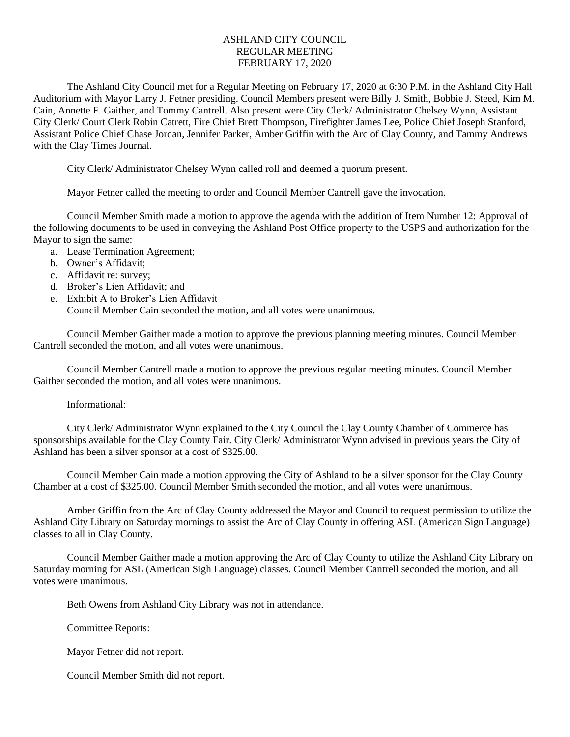ASHLAND CITY COUNCIL
REGULAR MEETING
FEBRUARY 17, 2020

The Ashland City Council met for a Regular Meeting on February 17, 2020 at 6:30 P.M. in the Ashland City Hall Auditorium with Mayor Larry J. Fetner presiding. Council Members present were Billy J. Smith, Bobbie J. Steed, Kim M. Cain, Annette F. Gaither, and Tommy Cantrell. Also present were City Clerk/ Administrator Chelsey Wynn, Assistant City Clerk/ Court Clerk Robin Catrett, Fire Chief Brett Thompson, Firefighter James Lee, Police Chief Joseph Stanford, Assistant Police Chief Chase Jordan, Jennifer Parker, Amber Griffin with the Arc of Clay County, and Tammy Andrews with the Clay Times Journal.

City Clerk/ Administrator Chelsey Wynn called roll and deemed a quorum present.

Mayor Fetner called the meeting to order and Council Member Cantrell gave the invocation.

Council Member Smith made a motion to approve the agenda with the addition of Item Number 12: Approval of the following documents to be used in conveying the Ashland Post Office property to the USPS and authorization for the Mayor to sign the same:

a. Lease Termination Agreement;
b. Owner's Affidavit;
c. Affidavit re: survey;
d. Broker's Lien Affidavit; and
e. Exhibit A to Broker's Lien Affidavit

Council Member Cain seconded the motion, and all votes were unanimous.

Council Member Gaither made a motion to approve the previous planning meeting minutes. Council Member Cantrell seconded the motion, and all votes were unanimous.

Council Member Cantrell made a motion to approve the previous regular meeting minutes. Council Member Gaither seconded the motion, and all votes were unanimous.

Informational:

City Clerk/ Administrator Wynn explained to the City Council the Clay County Chamber of Commerce has sponsorships available for the Clay County Fair. City Clerk/ Administrator Wynn advised in previous years the City of Ashland has been a silver sponsor at a cost of $325.00.

Council Member Cain made a motion approving the City of Ashland to be a silver sponsor for the Clay County Chamber at a cost of $325.00. Council Member Smith seconded the motion, and all votes were unanimous.

Amber Griffin from the Arc of Clay County addressed the Mayor and Council to request permission to utilize the Ashland City Library on Saturday mornings to assist the Arc of Clay County in offering ASL (American Sign Language) classes to all in Clay County.

Council Member Gaither made a motion approving the Arc of Clay County to utilize the Ashland City Library on Saturday morning for ASL (American Sigh Language) classes. Council Member Cantrell seconded the motion, and all votes were unanimous.

Beth Owens from Ashland City Library was not in attendance.

Committee Reports:

Mayor Fetner did not report.

Council Member Smith did not report.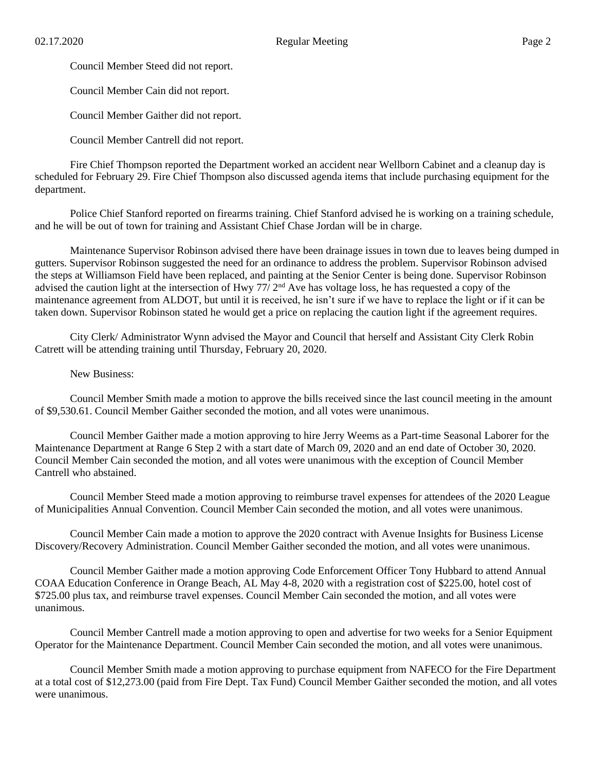Council Member Steed did not report.

Council Member Cain did not report.

Council Member Gaither did not report.

Council Member Cantrell did not report.

Fire Chief Thompson reported the Department worked an accident near Wellborn Cabinet and a cleanup day is scheduled for February 29. Fire Chief Thompson also discussed agenda items that include purchasing equipment for the department.

Police Chief Stanford reported on firearms training. Chief Stanford advised he is working on a training schedule, and he will be out of town for training and Assistant Chief Chase Jordan will be in charge.

Maintenance Supervisor Robinson advised there have been drainage issues in town due to leaves being dumped in gutters. Supervisor Robinson suggested the need for an ordinance to address the problem. Supervisor Robinson advised the steps at Williamson Field have been replaced, and painting at the Senior Center is being done. Supervisor Robinson advised the caution light at the intersection of Hwy 77/ 2nd Ave has voltage loss, he has requested a copy of the maintenance agreement from ALDOT, but until it is received, he isn't sure if we have to replace the light or if it can be taken down. Supervisor Robinson stated he would get a price on replacing the caution light if the agreement requires.

City Clerk/ Administrator Wynn advised the Mayor and Council that herself and Assistant City Clerk Robin Catrett will be attending training until Thursday, February 20, 2020.

New Business:

Council Member Smith made a motion to approve the bills received since the last council meeting in the amount of $9,530.61. Council Member Gaither seconded the motion, and all votes were unanimous.

Council Member Gaither made a motion approving to hire Jerry Weems as a Part-time Seasonal Laborer for the Maintenance Department at Range 6 Step 2 with a start date of March 09, 2020 and an end date of October 30, 2020. Council Member Cain seconded the motion, and all votes were unanimous with the exception of Council Member Cantrell who abstained.

Council Member Steed made a motion approving to reimburse travel expenses for attendees of the 2020 League of Municipalities Annual Convention. Council Member Cain seconded the motion, and all votes were unanimous.

Council Member Cain made a motion to approve the 2020 contract with Avenue Insights for Business License Discovery/Recovery Administration. Council Member Gaither seconded the motion, and all votes were unanimous.

Council Member Gaither made a motion approving Code Enforcement Officer Tony Hubbard to attend Annual COAA Education Conference in Orange Beach, AL May 4-8, 2020 with a registration cost of $225.00, hotel cost of $725.00 plus tax, and reimburse travel expenses. Council Member Cain seconded the motion, and all votes were unanimous.

Council Member Cantrell made a motion approving to open and advertise for two weeks for a Senior Equipment Operator for the Maintenance Department. Council Member Cain seconded the motion, and all votes were unanimous.

Council Member Smith made a motion approving to purchase equipment from NAFECO for the Fire Department at a total cost of $12,273.00 (paid from Fire Dept. Tax Fund) Council Member Gaither seconded the motion, and all votes were unanimous.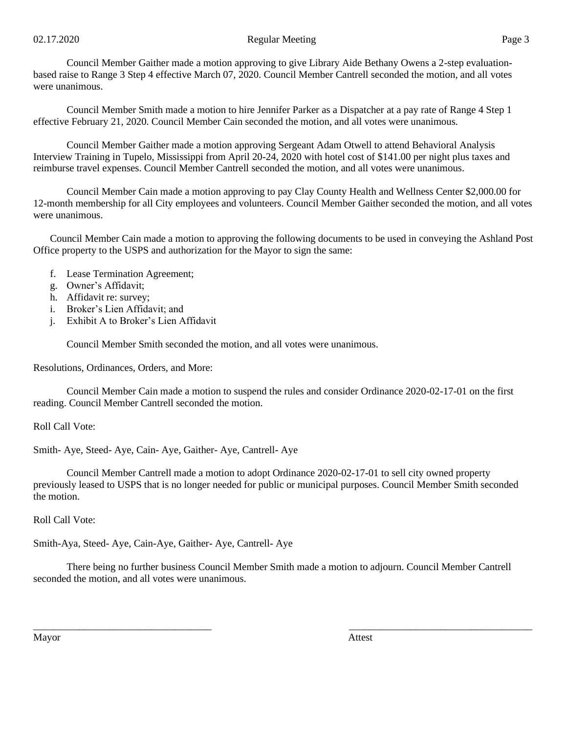Council Member Gaither made a motion approving to give Library Aide Bethany Owens a 2-step evaluation-based raise to Range 3 Step 4 effective March 07, 2020. Council Member Cantrell seconded the motion, and all votes were unanimous.

Council Member Smith made a motion to hire Jennifer Parker as a Dispatcher at a pay rate of Range 4 Step 1 effective February 21, 2020. Council Member Cain seconded the motion, and all votes were unanimous.

Council Member Gaither made a motion approving Sergeant Adam Otwell to attend Behavioral Analysis Interview Training in Tupelo, Mississippi from April 20-24, 2020 with hotel cost of $141.00 per night plus taxes and reimburse travel expenses. Council Member Cantrell seconded the motion, and all votes were unanimous.

Council Member Cain made a motion approving to pay Clay County Health and Wellness Center $2,000.00 for 12-month membership for all City employees and volunteers. Council Member Gaither seconded the motion, and all votes were unanimous.

Council Member Cain made a motion to approving the following documents to be used in conveying the Ashland Post Office property to the USPS and authorization for the Mayor to sign the same:

f. Lease Termination Agreement;
g. Owner's Affidavit;
h. Affidavit re: survey;
i. Broker's Lien Affidavit; and
j. Exhibit A to Broker's Lien Affidavit

Council Member Smith seconded the motion, and all votes were unanimous.

Resolutions, Ordinances, Orders, and More:

Council Member Cain made a motion to suspend the rules and consider Ordinance 2020-02-17-01 on the first reading. Council Member Cantrell seconded the motion.

Roll Call Vote:

Smith- Aye, Steed- Aye, Cain- Aye, Gaither- Aye, Cantrell- Aye

Council Member Cantrell made a motion to adopt Ordinance 2020-02-17-01 to sell city owned property previously leased to USPS that is no longer needed for public or municipal purposes. Council Member Smith seconded the motion.

Roll Call Vote:

Smith-Aya, Steed- Aye, Cain-Aye, Gaither- Aye, Cantrell- Aye

There being no further business Council Member Smith made a motion to adjourn. Council Member Cantrell seconded the motion, and all votes were unanimous.

\_\_\_\_\_\_\_\_\_\_\_\_\_\_\_\_\_\_\_\_\_\_\_\_\_\_\_\_\_\_\_\_\_\_\_\_ \_\_\_\_\_\_\_\_\_\_\_\_\_\_\_\_\_\_\_\_\_\_\_\_\_\_\_\_\_\_\_\_\_\_\_\_

Mayor Attest